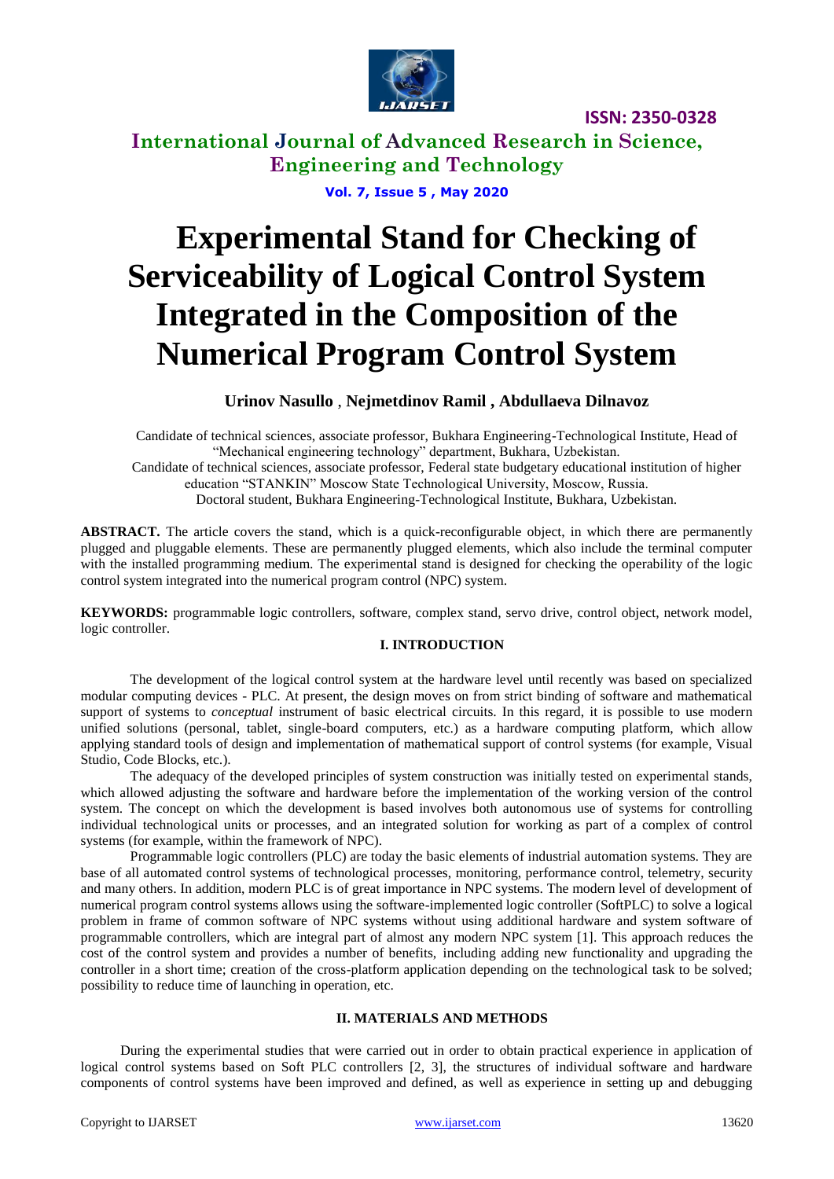# Experimental Stand for Checking of Serviceability of Logical Control System Integrated in the Composition of the Numerical Program Control System

**Urinov Nasullo , Nejmetdinov Ramil , Abdullaeva Dilnavoz**

Candidate of technical sciences, associate professor, Bukhara Engineering-Technological Institute, Head of "Mechanical engineering technology" department, Bukhara, Uzbekistan.

Candidate of technical sciences, associate professor, Federal state budgetary educational institution of higher education "STANKIN" Moscow State Technological University, Moscow, Russia.

Doctoral student, Bukhara Engineering-Technological Institute, Bukhara, Uzbekistan.

**ABSTRACT.** The article covers the stand, which is a quick-reconfigurable object, in which there are permanently plugged and pluggable elements. These are permanently plugged elements, which also include the terminal computer with the installed programming medium. The experimental stand is designed for checking the operability of the logic control system integrated into the numerical program control (NPC) system.

**KEYWORDS:** programmable logic controllers, software, complex stand, servo drive, control object, network model, logic controller.

## I. INTRODUCTION

The development of the logical control system at the hardware level until recently was based on specialized modular computing devices - PLC. At present, the design moves on from strict binding of software and mathematical support of systems to *conceptual* instrument of basic electrical circuits. In this regard, it is possible to use modern unified solutions (personal, tablet, single-board computers, etc.) as a hardware computing platform, which allow applying standard tools of design and implementation of mathematical support of control systems (for example, Visual Studio, Code Blocks, etc.).

The adequacy of the developed principles of system construction was initially tested on experimental stands, which allowed adjusting the software and hardware before the implementation of the working version of the control system. The concept on which the development is based involves both autonomous use of systems for controlling individual technological units or processes, and an integrated solution for working as part of a complex of control systems (for example, within the framework of NPC).

Programmable logic controllers (PLC) are today the basic elements of industrial automation systems. They are base of all automated control systems of technological processes, monitoring, performance control, telemetry, security and many others. In addition, modern PLC is of great importance in NPC systems. The modern level of development of numerical program control systems allows using the software-implemented logic controller (SoftPLC) to solve a logical problem in frame of common software of NPC systems without using additional hardware and system software of programmable controllers, which are integral part of almost any modern NPC system [1]. This approach reduces the cost of the control system and provides a number of benefits, including adding new functionality and upgrading the controller in a short time; creation of the cross-platform application depending on the technological task to be solved; possibility to reduce time of launching in operation, etc.

## II. MATERIALS AND METHODS

During the experimental studies that were carried out in order to obtain practical experience in application of logical control systems based on Soft PLC controllers [2, 3], the structures of individual software and hardware components of control systems have been improved and defined, as well as experience in setting up and debugging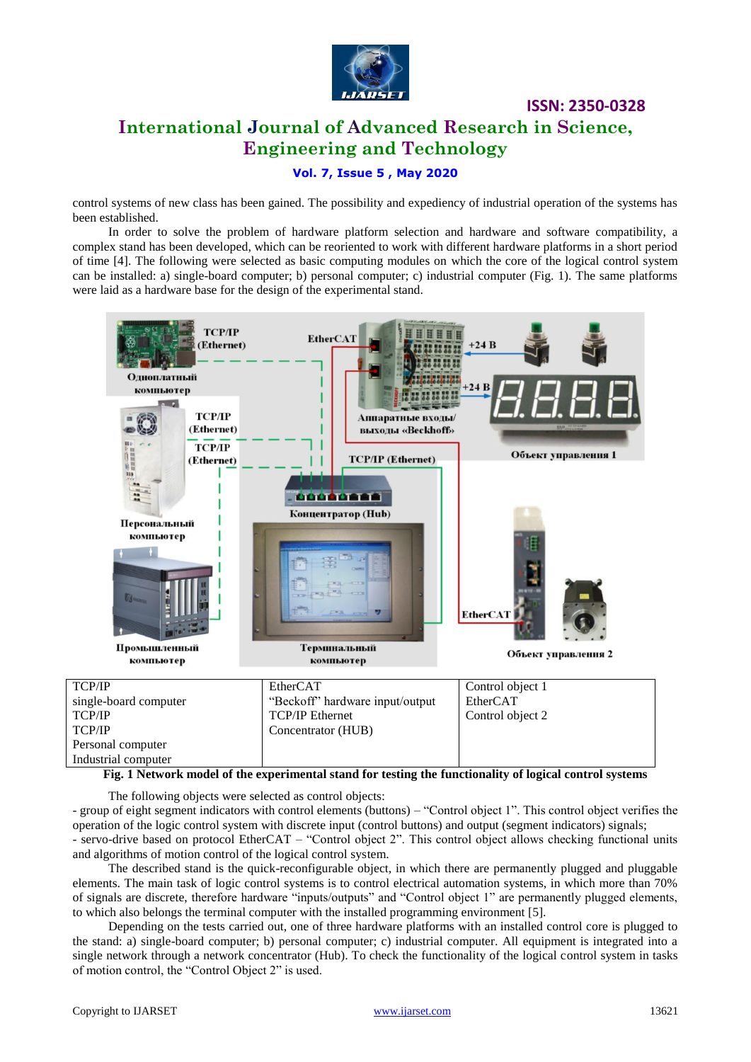control systems of new class has been gained. The possibility and expediency of industrial operation of the systems has been established.

In order to solve the problem of hardware platform selection and hardware and software compatibility, a complex stand has been developed, which can be reoriented to work with different hardware platforms in a short period of time [4]. The following were selected as basic computing modules on which the core of the logical control system can be installed: a) single-board computer; b) personal computer; c) industrial computer (Fig. 1). The same platforms were laid as a hardware base for the design of the experimental stand.

| TCP/IP<br>single-board computer<br>TCP/IP<br>TCP/IP<br>Personal computer<br>Industrial computer | EtherCAT<br>"Beckoff" hardware input/output<br>TCP/IP Ethernet<br>Concentrator (HUB) | Control object 1<br>EtherCAT<br>Control object 2 |
|---|---|---|

**Fig. 1 Network model of the experimental stand for testing the functionality of logical control systems**

The following objects were selected as control objects:

- group of eight segment indicators with control elements (buttons) – "Control object 1". This control object verifies the operation of the logic control system with discrete input (control buttons) and output (segment indicators) signals;
- servo-drive based on protocol EtherCAT – "Control object 2". This control object allows checking functional units and algorithms of motion control of the logical control system.

The described stand is the quick-reconfigurable object, in which there are permanently plugged and pluggable elements. The main task of logic control systems is to control electrical automation systems, in which more than 70% of signals are discrete, therefore hardware "inputs/outputs" and "Control object 1" are permanently plugged elements, to which also belongs the terminal computer with the installed programming environment [5].

Depending on the tests carried out, one of three hardware platforms with an installed control core is plugged to the stand: a) single-board computer; b) personal computer; c) industrial computer. All equipment is integrated into a single network through a network concentrator (Hub). To check the functionality of the logical control system in tasks of motion control, the "Control Object 2" is used.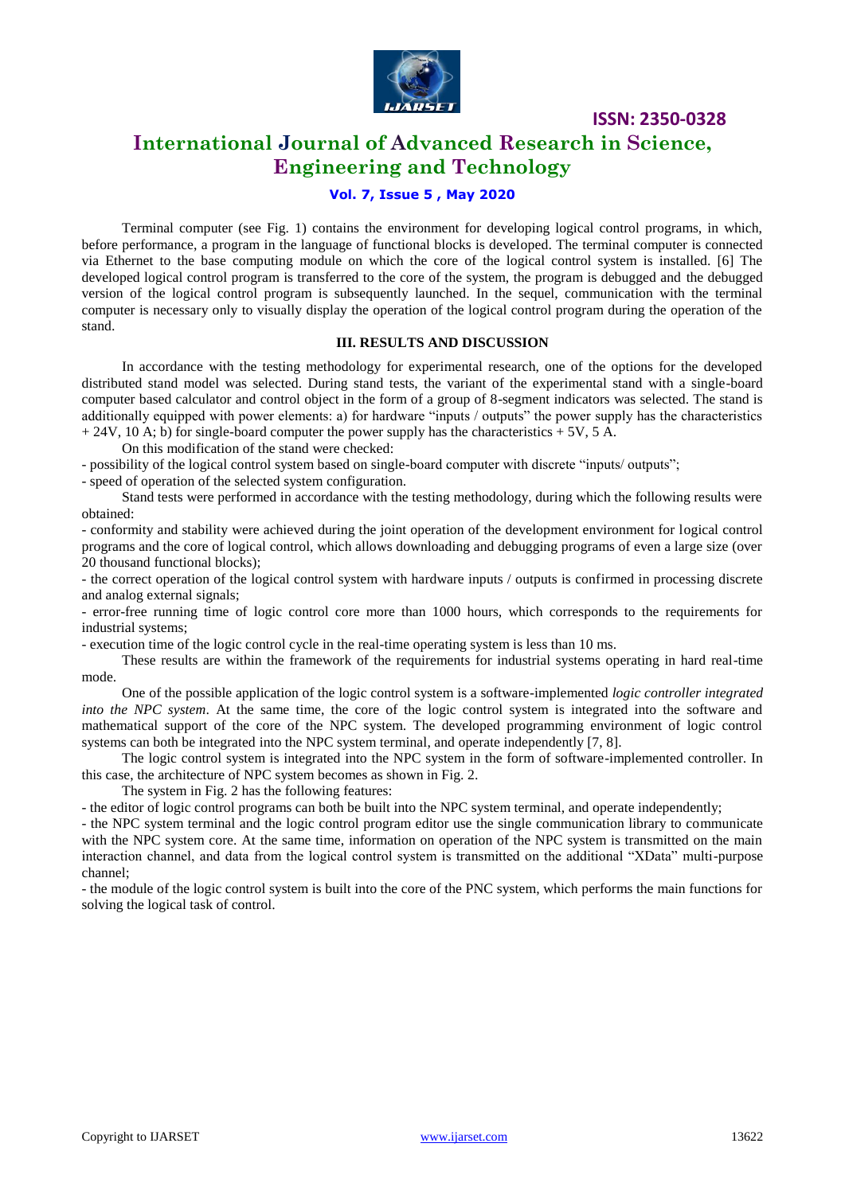Terminal computer (see Fig. 1) contains the environment for developing logical control programs, in which, before performance, a program in the language of functional blocks is developed. The terminal computer is connected via Ethernet to the base computing module on which the core of the logical control system is installed. [6] The developed logical control program is transferred to the core of the system, the program is debugged and the debugged version of the logical control program is subsequently launched. In the sequel, communication with the terminal computer is necessary only to visually display the operation of the logical control program during the operation of the stand.

## III. RESULTS AND DISCUSSION

In accordance with the testing methodology for experimental research, one of the options for the developed distributed stand model was selected. During stand tests, the variant of the experimental stand with a single-board computer based calculator and control object in the form of a group of 8-segment indicators was selected. The stand is additionally equipped with power elements: a) for hardware "inputs / outputs" the power supply has the characteristics + 24V, 10 A; b) for single-board computer the power supply has the characteristics + 5V, 5 A.

On this modification of the stand were checked:

- possibility of the logical control system based on single-board computer with discrete "inputs/ outputs";
- speed of operation of the selected system configuration.

Stand tests were performed in accordance with the testing methodology, during which the following results were obtained:

- conformity and stability were achieved during the joint operation of the development environment for logical control programs and the core of logical control, which allows downloading and debugging programs of even a large size (over 20 thousand functional blocks);
- the correct operation of the logical control system with hardware inputs / outputs is confirmed in processing discrete and analog external signals;
- error-free running time of logic control core more than 1000 hours, which corresponds to the requirements for industrial systems;
- execution time of the logic control cycle in the real-time operating system is less than 10 ms.

These results are within the framework of the requirements for industrial systems operating in hard real-time mode.

One of the possible application of the logic control system is a software-implemented *logic controller integrated into the NPC system*. At the same time, the core of the logic control system is integrated into the software and mathematical support of the core of the NPC system. The developed programming environment of logic control systems can both be integrated into the NPC system terminal, and operate independently [7, 8].

The logic control system is integrated into the NPC system in the form of software-implemented controller. In this case, the architecture of NPC system becomes as shown in Fig. 2.

The system in Fig. 2 has the following features:

- the editor of logic control programs can both be built into the NPC system terminal, and operate independently;
- the NPC system terminal and the logic control program editor use the single communication library to communicate with the NPC system core. At the same time, information on operation of the NPC system is transmitted on the main interaction channel, and data from the logical control system is transmitted on the additional "XData" multi-purpose channel;
- the module of the logic control system is built into the core of the PNC system, which performs the main functions for solving the logical task of control.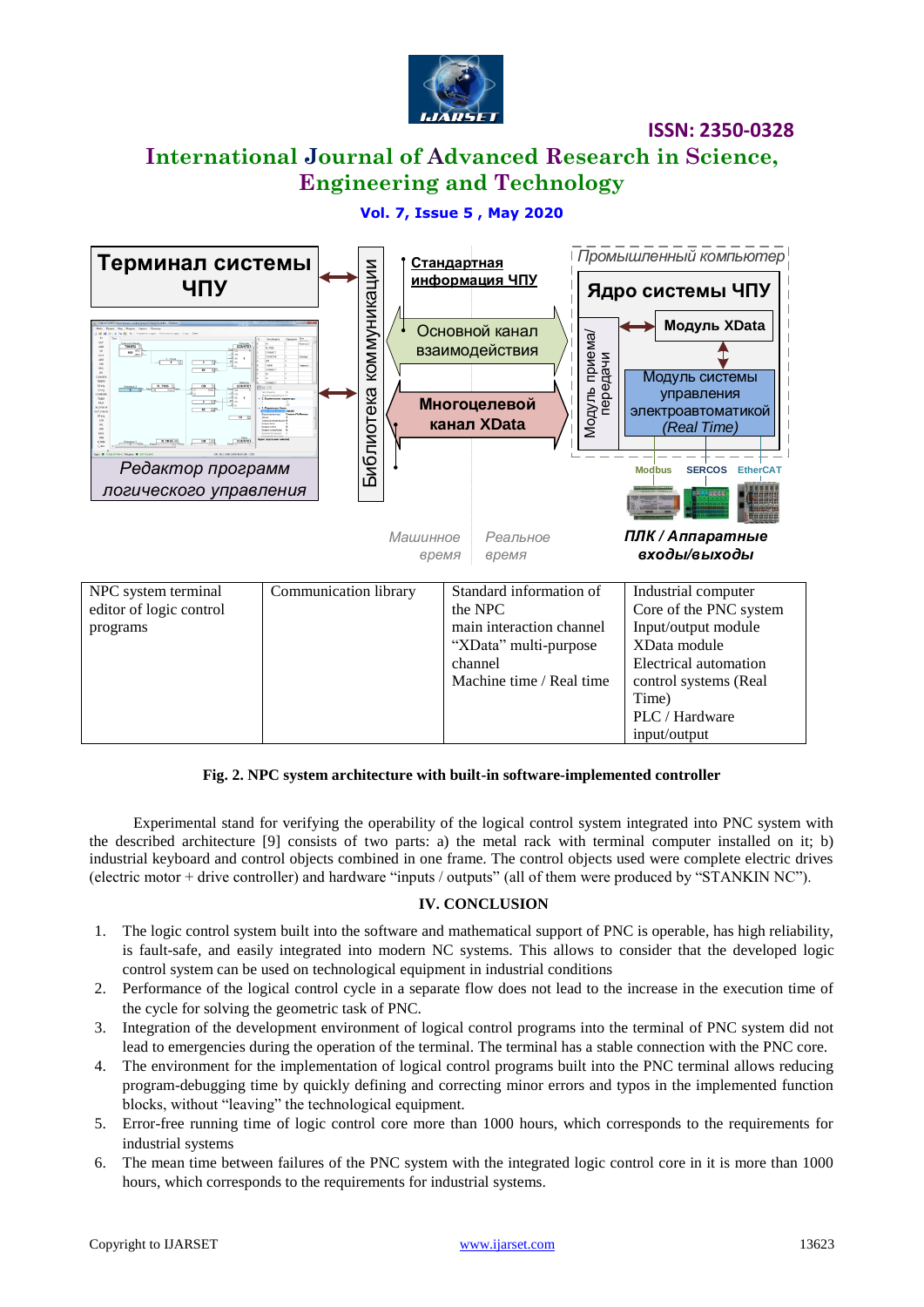| NPC system terminal editor of logic control programs | Communication library | Standard information of the NPC main interaction channel “XData” multi-purpose channel Machine time / Real time | Industrial computer Core of the PNC system Input/output module XData module Electrical automation control systems (Real Time) PLC / Hardware input/output |
|---|---|---|---|

**Fig. 2. NPC system architecture with built-in software-implemented controller**

Experimental stand for verifying the operability of the logical control system integrated into PNC system with the described architecture [9] consists of two parts: a) the metal rack with terminal computer installed on it; b) industrial keyboard and control objects combined in one frame. The control objects used were complete electric drives (electric motor + drive controller) and hardware “inputs / outputs” (all of them were produced by “STANKIN NC”).

## IV. CONCLUSION

1. The logic control system built into the software and mathematical support of PNC is operable, has high reliability, is fault-safe, and easily integrated into modern NC systems. This allows to consider that the developed logic control system can be used on technological equipment in industrial conditions
2. Performance of the logical control cycle in a separate flow does not lead to the increase in the execution time of the cycle for solving the geometric task of PNC.
3. Integration of the development environment of logical control programs into the terminal of PNC system did not lead to emergencies during the operation of the terminal. The terminal has a stable connection with the PNC core.
4. The environment for the implementation of logical control programs built into the PNC terminal allows reducing program-debugging time by quickly defining and correcting minor errors and typos in the implemented function blocks, without “leaving” the technological equipment.
5. Error-free running time of logic control core more than 1000 hours, which corresponds to the requirements for industrial systems
6. The mean time between failures of the PNC system with the integrated logic control core in it is more than 1000 hours, which corresponds to the requirements for industrial systems.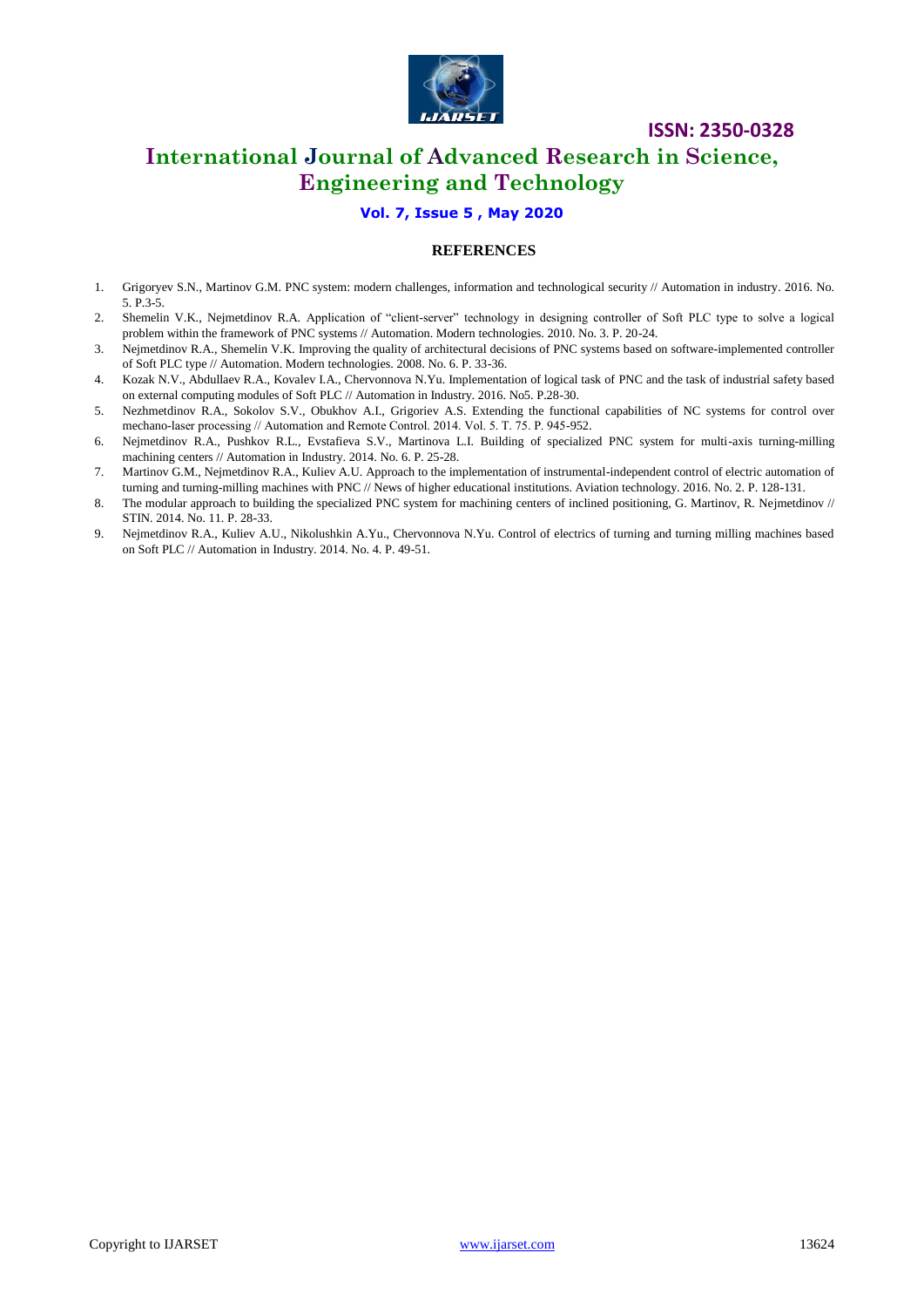## REFERENCES

1. Grigoryev S.N., Martinov G.M. PNC system: modern challenges, information and technological security // Automation in industry. 2016. No. 5. P.3-5.
2. Shemelin V.K., Nejmetdinov R.A. Application of "client-server" technology in designing controller of Soft PLC type to solve a logical problem within the framework of PNC systems // Automation. Modern technologies. 2010. No. 3. P. 20-24.
3. Nejmetdinov R.A., Shemelin V.K. Improving the quality of architectural decisions of PNC systems based on software-implemented controller of Soft PLC type // Automation. Modern technologies. 2008. No. 6. P. 33-36.
4. Kozak N.V., Abdullaev R.A., Kovalev I.A., Chervonnova N.Yu. Implementation of logical task of PNC and the task of industrial safety based on external computing modules of Soft PLC // Automation in Industry. 2016. No5. P.28-30.
5. Nezhmetdinov R.A., Sokolov S.V., Obukhov A.I., Grigoriev A.S. Extending the functional capabilities of NC systems for control over mechano-laser processing // Automation and Remote Control. 2014. Vol. 5. T. 75. P. 945-952.
6. Nejmetdinov R.A., Pushkov R.L., Evstafieva S.V., Martinova L.I. Building of specialized PNC system for multi-axis turning-milling machining centers // Automation in Industry. 2014. No. 6. P. 25-28.
7. Martinov G.M., Nejmetdinov R.A., Kuliev A.U. Approach to the implementation of instrumental-independent control of electric automation of turning and turning-milling machines with PNC // News of higher educational institutions. Aviation technology. 2016. No. 2. P. 128-131.
8. The modular approach to building the specialized PNC system for machining centers of inclined positioning, G. Martinov, R. Nejmetdinov // STIN. 2014. No. 11. P. 28-33.
9. Nejmetdinov R.A., Kuliev A.U., Nikolushkin A.Yu., Chervonnova N.Yu. Control of electrics of turning and turning milling machines based on Soft PLC // Automation in Industry. 2014. No. 4. P. 49-51.